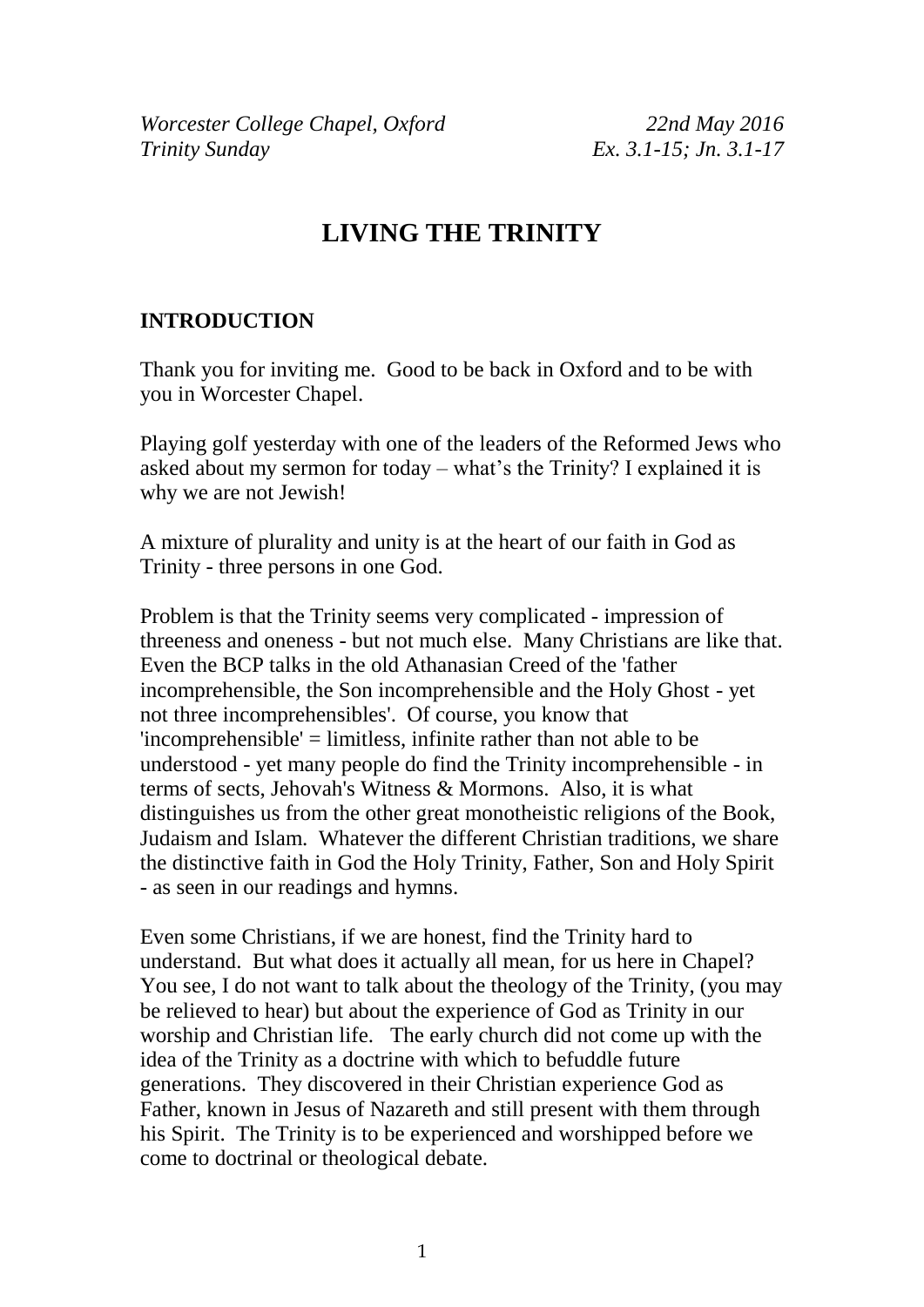*Worcester College Chapel, Oxford* *22nd May 2016*
*Trinity Sunday* *Ex. 3.1-15; Jn. 3.1-17*

# LIVING THE TRINITY

## INTRODUCTION

Thank you for inviting me. Good to be back in Oxford and to be with you in Worcester Chapel.

Playing golf yesterday with one of the leaders of the Reformed Jews who asked about my sermon for today – what's the Trinity? I explained it is why we are not Jewish!

A mixture of plurality and unity is at the heart of our faith in God as Trinity - three persons in one God.

Problem is that the Trinity seems very complicated - impression of threeness and oneness - but not much else. Many Christians are like that. Even the BCP talks in the old Athanasian Creed of the 'father incomprehensible, the Son incomprehensible and the Holy Ghost - yet not three incomprehensibles'. Of course, you know that 'incomprehensible' = limitless, infinite rather than not able to be understood - yet many people do find the Trinity incomprehensible - in terms of sects, Jehovah's Witness & Mormons. Also, it is what distinguishes us from the other great monotheistic religions of the Book, Judaism and Islam. Whatever the different Christian traditions, we share the distinctive faith in God the Holy Trinity, Father, Son and Holy Spirit - as seen in our readings and hymns.

Even some Christians, if we are honest, find the Trinity hard to understand. But what does it actually all mean, for us here in Chapel? You see, I do not want to talk about the theology of the Trinity, (you may be relieved to hear) but about the experience of God as Trinity in our worship and Christian life. The early church did not come up with the idea of the Trinity as a doctrine with which to befuddle future generations. They discovered in their Christian experience God as Father, known in Jesus of Nazareth and still present with them through his Spirit. The Trinity is to be experienced and worshipped before we come to doctrinal or theological debate.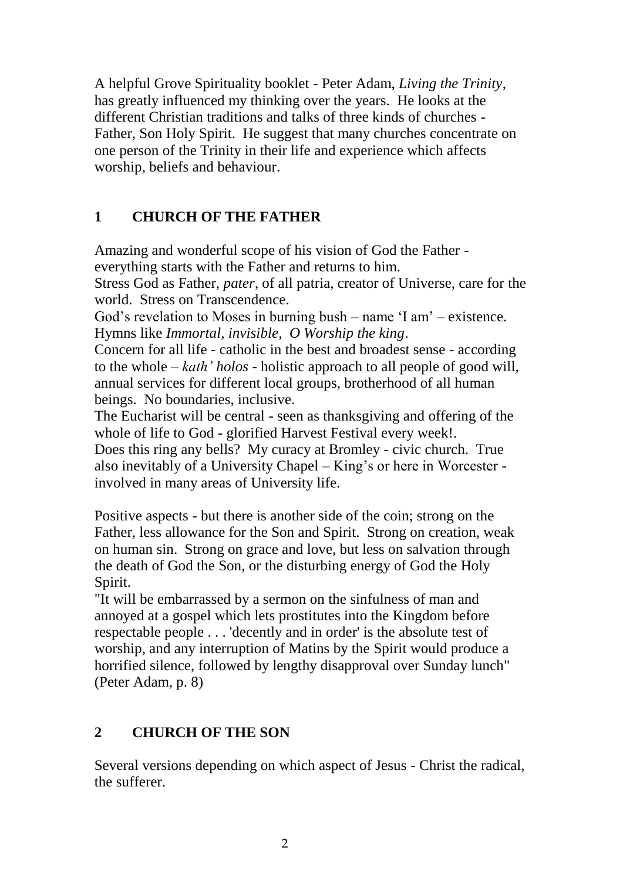A helpful Grove Spirituality booklet - Peter Adam, *Living the Trinity*, has greatly influenced my thinking over the years. He looks at the different Christian traditions and talks of three kinds of churches - Father, Son Holy Spirit. He suggest that many churches concentrate on one person of the Trinity in their life and experience which affects worship, beliefs and behaviour.

## 1 CHURCH OF THE FATHER

Amazing and wonderful scope of his vision of God the Father - everything starts with the Father and returns to him.
Stress God as Father, *pater*, of all patria, creator of Universe, care for the world. Stress on Transcendence.
God's revelation to Moses in burning bush – name 'I am' – existence.
Hymns like *Immortal, invisible, O Worship the king*.
Concern for all life - catholic in the best and broadest sense - according to the whole – *kath' holos* - holistic approach to all people of good will, annual services for different local groups, brotherhood of all human beings. No boundaries, inclusive.
The Eucharist will be central - seen as thanksgiving and offering of the whole of life to God - glorified Harvest Festival every week!.
Does this ring any bells? My curacy at Bromley - civic church. True also inevitably of a University Chapel – King's or here in Worcester - involved in many areas of University life.

Positive aspects - but there is another side of the coin; strong on the Father, less allowance for the Son and Spirit. Strong on creation, weak on human sin. Strong on grace and love, but less on salvation through the death of God the Son, or the disturbing energy of God the Holy Spirit.
"It will be embarrassed by a sermon on the sinfulness of man and annoyed at a gospel which lets prostitutes into the Kingdom before respectable people . . . 'decently and in order' is the absolute test of worship, and any interruption of Matins by the Spirit would produce a horrified silence, followed by lengthy disapproval over Sunday lunch" (Peter Adam, p. 8)

## 2 CHURCH OF THE SON

Several versions depending on which aspect of Jesus - Christ the radical, the sufferer.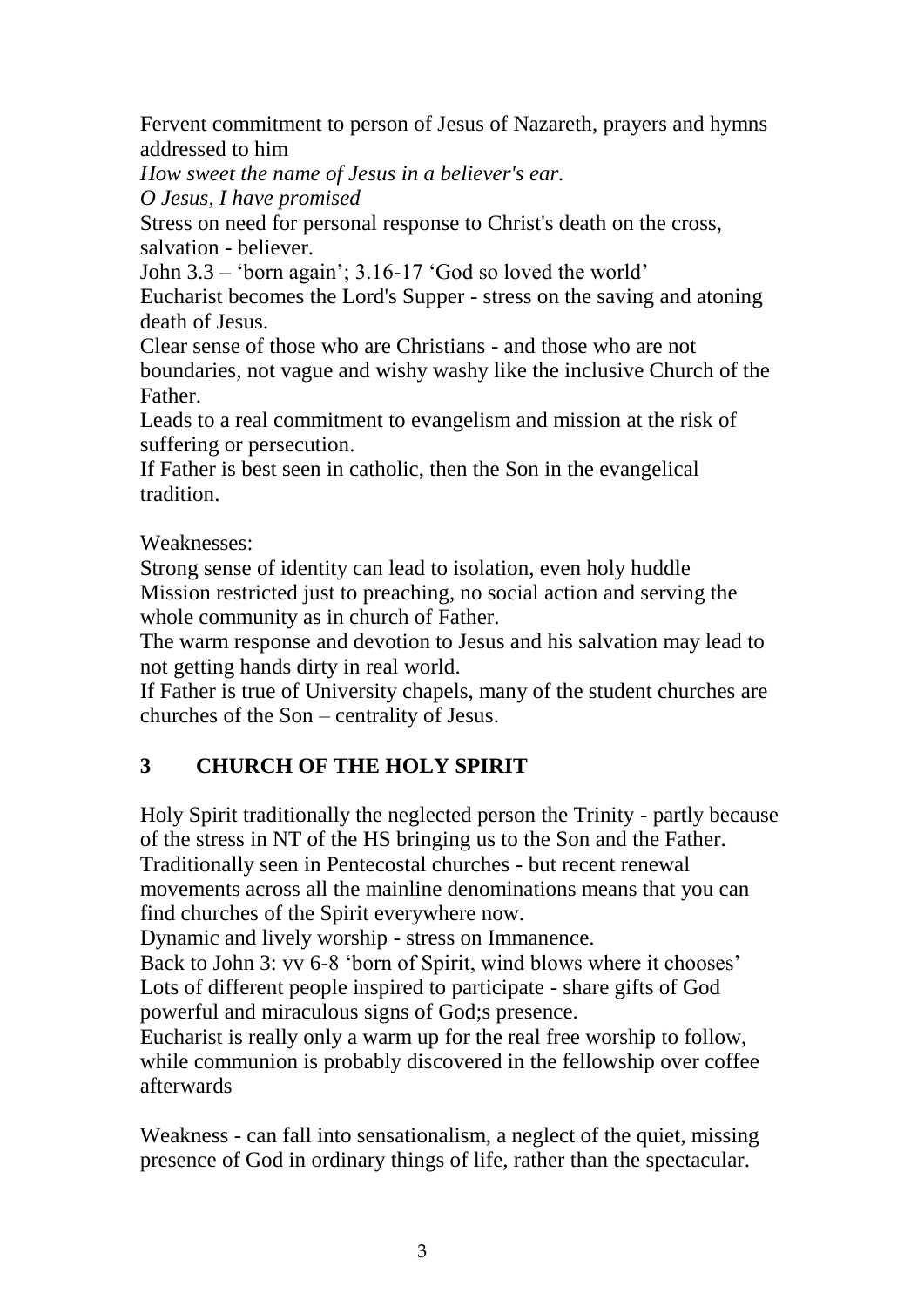Fervent commitment to person of Jesus of Nazareth, prayers and hymns addressed to him

*How sweet the name of Jesus in a believer's ear.*

*O Jesus, I have promised*

Stress on need for personal response to Christ's death on the cross, salvation - believer.

John 3.3 – 'born again'; 3.16-17 'God so loved the world'

Eucharist becomes the Lord's Supper - stress on the saving and atoning death of Jesus.

Clear sense of those who are Christians - and those who are not boundaries, not vague and wishy washy like the inclusive Church of the Father.

Leads to a real commitment to evangelism and mission at the risk of suffering or persecution.

If Father is best seen in catholic, then the Son in the evangelical tradition.

Weaknesses:

Strong sense of identity can lead to isolation, even holy huddle

Mission restricted just to preaching, no social action and serving the whole community as in church of Father.

The warm response and devotion to Jesus and his salvation may lead to not getting hands dirty in real world.

If Father is true of University chapels, many of the student churches are churches of the Son – centrality of Jesus.

## 3 CHURCH OF THE HOLY SPIRIT

Holy Spirit traditionally the neglected person the Trinity - partly because of the stress in NT of the HS bringing us to the Son and the Father.

Traditionally seen in Pentecostal churches - but recent renewal movements across all the mainline denominations means that you can find churches of the Spirit everywhere now.

Dynamic and lively worship - stress on Immanence.

Back to John 3: vv 6-8 'born of Spirit, wind blows where it chooses'

Lots of different people inspired to participate - share gifts of God powerful and miraculous signs of God;s presence.

Eucharist is really only a warm up for the real free worship to follow, while communion is probably discovered in the fellowship over coffee afterwards

Weakness - can fall into sensationalism, a neglect of the quiet, missing presence of God in ordinary things of life, rather than the spectacular.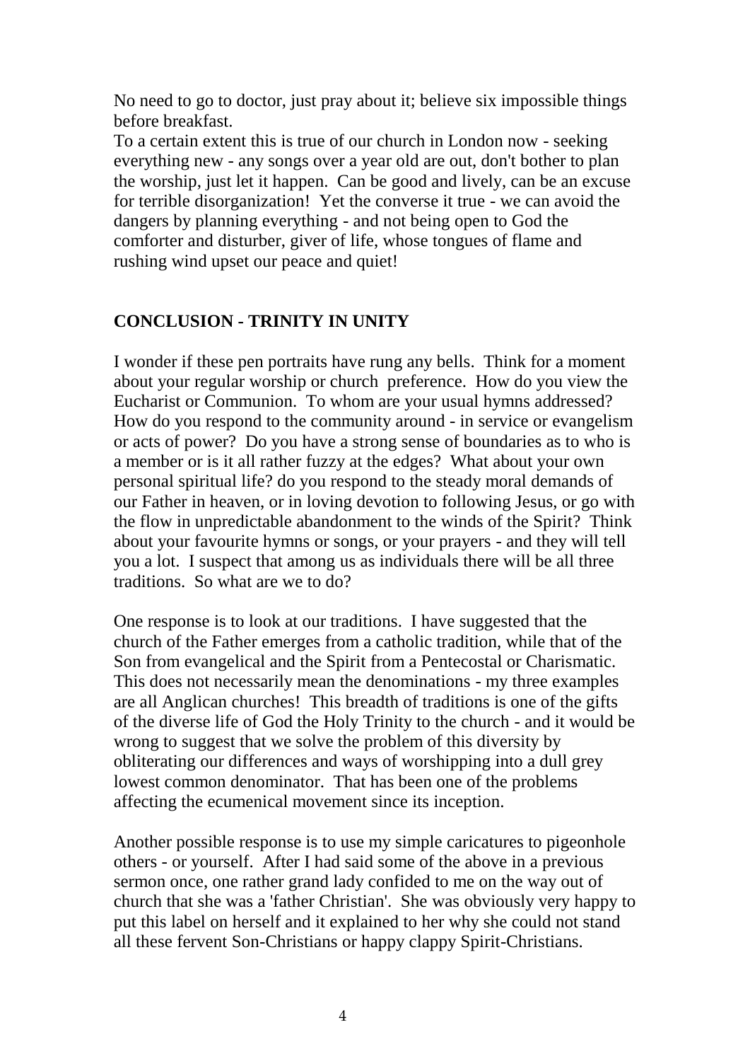No need to go to doctor, just pray about it; believe six impossible things before breakfast.

To a certain extent this is true of our church in London now - seeking everything new - any songs over a year old are out, don't bother to plan the worship, just let it happen. Can be good and lively, can be an excuse for terrible disorganization! Yet the converse it true - we can avoid the dangers by planning everything - and not being open to God the comforter and disturber, giver of life, whose tongues of flame and rushing wind upset our peace and quiet!

**CONCLUSION - TRINITY IN UNITY**

I wonder if these pen portraits have rung any bells. Think for a moment about your regular worship or church preference. How do you view the Eucharist or Communion. To whom are your usual hymns addressed? How do you respond to the community around - in service or evangelism or acts of power? Do you have a strong sense of boundaries as to who is a member or is it all rather fuzzy at the edges? What about your own personal spiritual life? do you respond to the steady moral demands of our Father in heaven, or in loving devotion to following Jesus, or go with the flow in unpredictable abandonment to the winds of the Spirit? Think about your favourite hymns or songs, or your prayers - and they will tell you a lot. I suspect that among us as individuals there will be all three traditions. So what are we to do?

One response is to look at our traditions. I have suggested that the church of the Father emerges from a catholic tradition, while that of the Son from evangelical and the Spirit from a Pentecostal or Charismatic. This does not necessarily mean the denominations - my three examples are all Anglican churches! This breadth of traditions is one of the gifts of the diverse life of God the Holy Trinity to the church - and it would be wrong to suggest that we solve the problem of this diversity by obliterating our differences and ways of worshipping into a dull grey lowest common denominator. That has been one of the problems affecting the ecumenical movement since its inception.

Another possible response is to use my simple caricatures to pigeonhole others - or yourself. After I had said some of the above in a previous sermon once, one rather grand lady confided to me on the way out of church that she was a 'father Christian'. She was obviously very happy to put this label on herself and it explained to her why she could not stand all these fervent Son-Christians or happy clappy Spirit-Christians.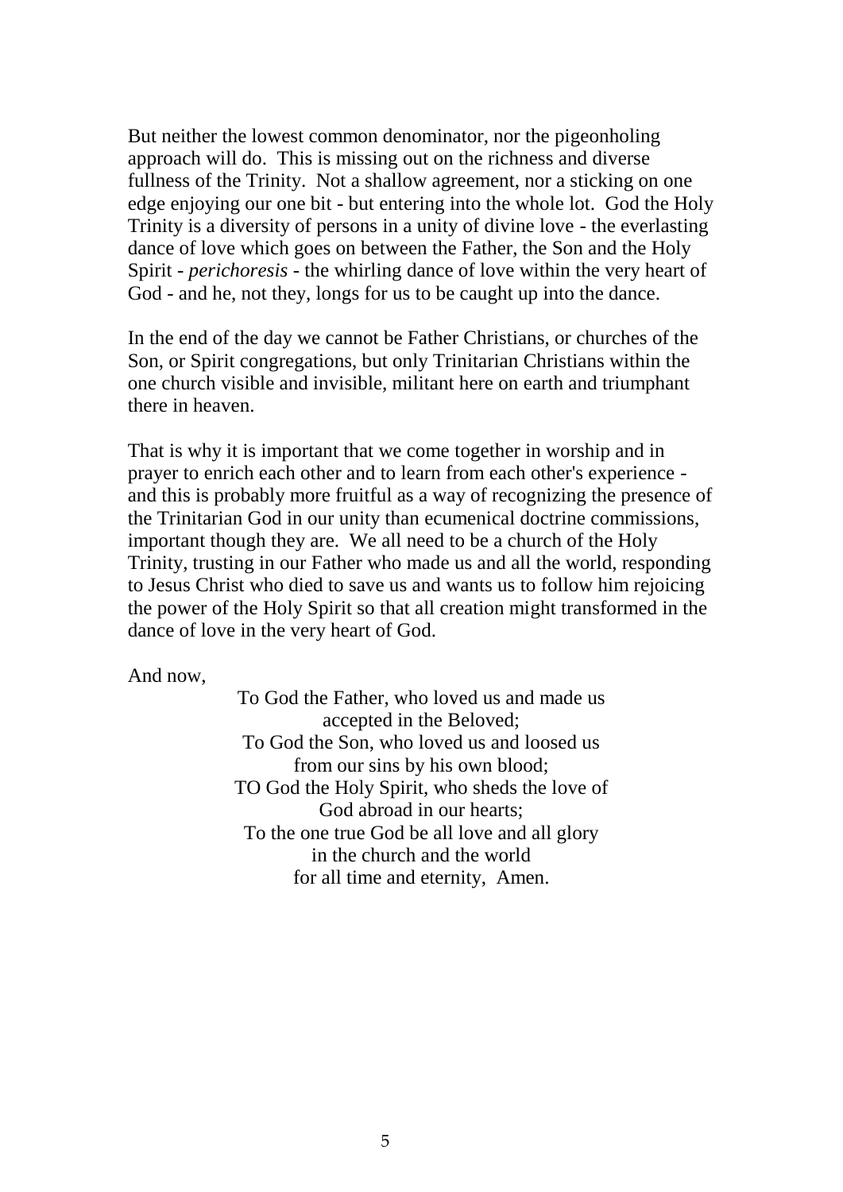But neither the lowest common denominator, nor the pigeonholing approach will do. This is missing out on the richness and diverse fullness of the Trinity. Not a shallow agreement, nor a sticking on one edge enjoying our one bit - but entering into the whole lot. God the Holy Trinity is a diversity of persons in a unity of divine love - the everlasting dance of love which goes on between the Father, the Son and the Holy Spirit - *perichoresis* - the whirling dance of love within the very heart of God - and he, not they, longs for us to be caught up into the dance.

In the end of the day we cannot be Father Christians, or churches of the Son, or Spirit congregations, but only Trinitarian Christians within the one church visible and invisible, militant here on earth and triumphant there in heaven.

That is why it is important that we come together in worship and in prayer to enrich each other and to learn from each other's experience - and this is probably more fruitful as a way of recognizing the presence of the Trinitarian God in our unity than ecumenical doctrine commissions, important though they are. We all need to be a church of the Holy Trinity, trusting in our Father who made us and all the world, responding to Jesus Christ who died to save us and wants us to follow him rejoicing the power of the Holy Spirit so that all creation might transformed in the dance of love in the very heart of God.

And now,

To God the Father, who loved us and made us
accepted in the Beloved;
To God the Son, who loved us and loosed us
from our sins by his own blood;
TO God the Holy Spirit, who sheds the love of
God abroad in our hearts;
To the one true God be all love and all glory
in the church and the world
for all time and eternity, Amen.